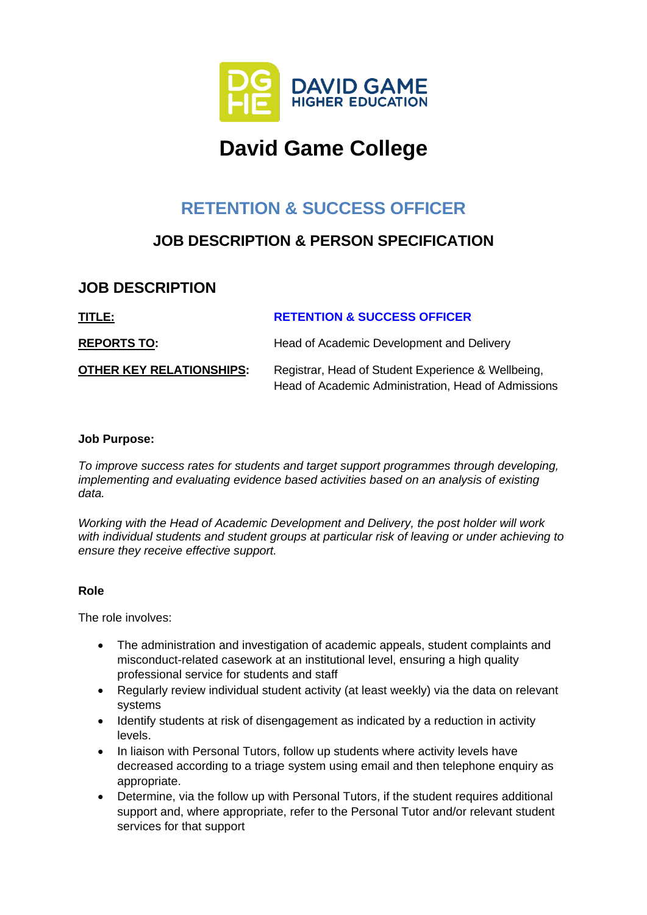DAVID GAME HIGHER EDUCATION

# David Game College

## RETENTION & SUCCESS OFFICER

## JOB DESCRIPTION & PERSON SPECIFICATION

## JOB DESCRIPTION

| | |
|---|---|
| **TITLE:** | **RETENTION & SUCCESS OFFICER** |
| **REPORTS TO:** | Head of Academic Development and Delivery |
| **OTHER KEY RELATIONSHIPS:** | Registrar, Head of Student Experience & Wellbeing, Head of Academic Administration, Head of Admissions |

**Job Purpose:**

*To improve success rates for students and target support programmes through developing, implementing and evaluating evidence based activities based on an analysis of existing data.*

*Working with the Head of Academic Development and Delivery, the post holder will work with individual students and student groups at particular risk of leaving or under achieving to ensure they receive effective support.*

**Role**

The role involves:

- The administration and investigation of academic appeals, student complaints and misconduct-related casework at an institutional level, ensuring a high quality professional service for students and staff
- Regularly review individual student activity (at least weekly) via the data on relevant systems
- Identify students at risk of disengagement as indicated by a reduction in activity levels.
- In liaison with Personal Tutors, follow up students where activity levels have decreased according to a triage system using email and then telephone enquiry as appropriate.
- Determine, via the follow up with Personal Tutors, if the student requires additional support and, where appropriate, refer to the Personal Tutor and/or relevant student services for that support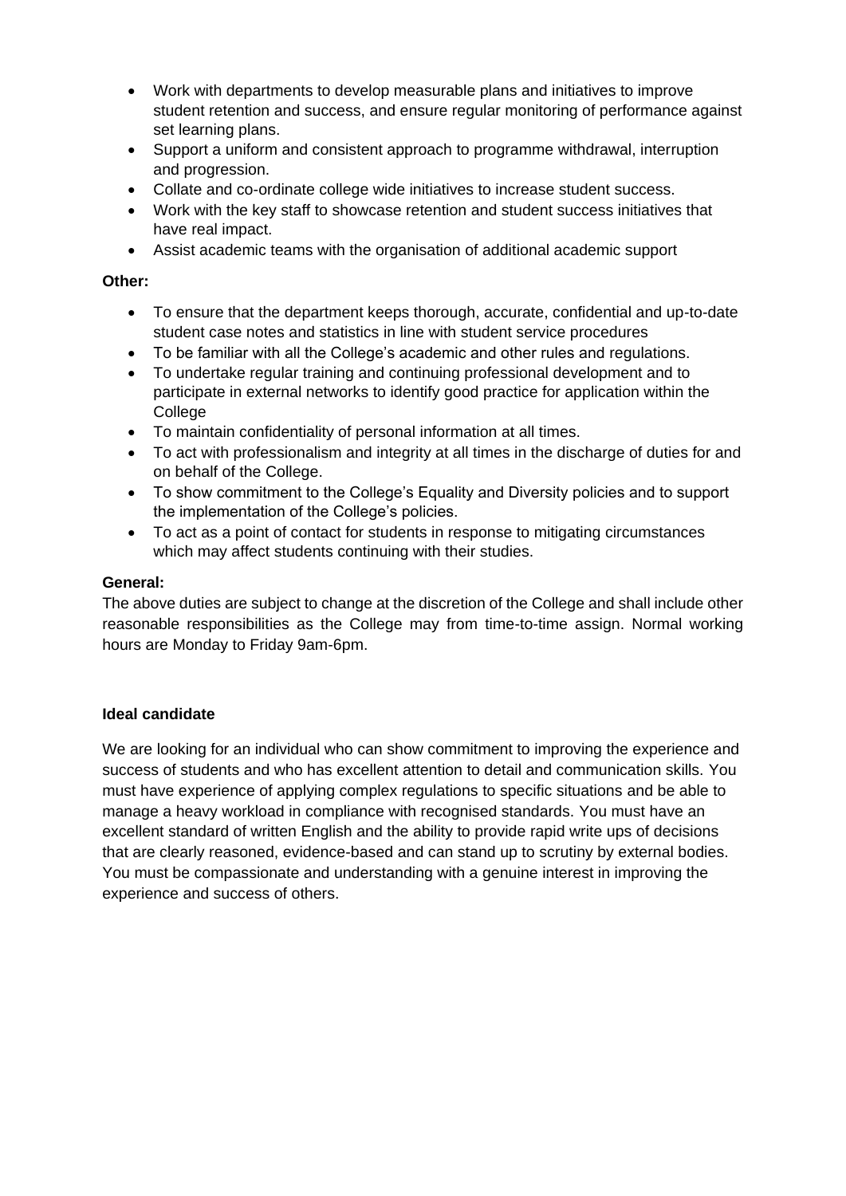- Work with departments to develop measurable plans and initiatives to improve student retention and success, and ensure regular monitoring of performance against set learning plans.
- Support a uniform and consistent approach to programme withdrawal, interruption and progression.
- Collate and co-ordinate college wide initiatives to increase student success.
- Work with the key staff to showcase retention and student success initiatives that have real impact.
- Assist academic teams with the organisation of additional academic support

**Other:**

- To ensure that the department keeps thorough, accurate, confidential and up-to-date student case notes and statistics in line with student service procedures
- To be familiar with all the College's academic and other rules and regulations.
- To undertake regular training and continuing professional development and to participate in external networks to identify good practice for application within the College
- To maintain confidentiality of personal information at all times.
- To act with professionalism and integrity at all times in the discharge of duties for and on behalf of the College.
- To show commitment to the College's Equality and Diversity policies and to support the implementation of the College's policies.
- To act as a point of contact for students in response to mitigating circumstances which may affect students continuing with their studies.

**General:**

The above duties are subject to change at the discretion of the College and shall include other reasonable responsibilities as the College may from time-to-time assign. Normal working hours are Monday to Friday 9am-6pm.

**Ideal candidate**

We are looking for an individual who can show commitment to improving the experience and success of students and who has excellent attention to detail and communication skills. You must have experience of applying complex regulations to specific situations and be able to manage a heavy workload in compliance with recognised standards. You must have an excellent standard of written English and the ability to provide rapid write ups of decisions that are clearly reasoned, evidence-based and can stand up to scrutiny by external bodies. You must be compassionate and understanding with a genuine interest in improving the experience and success of others.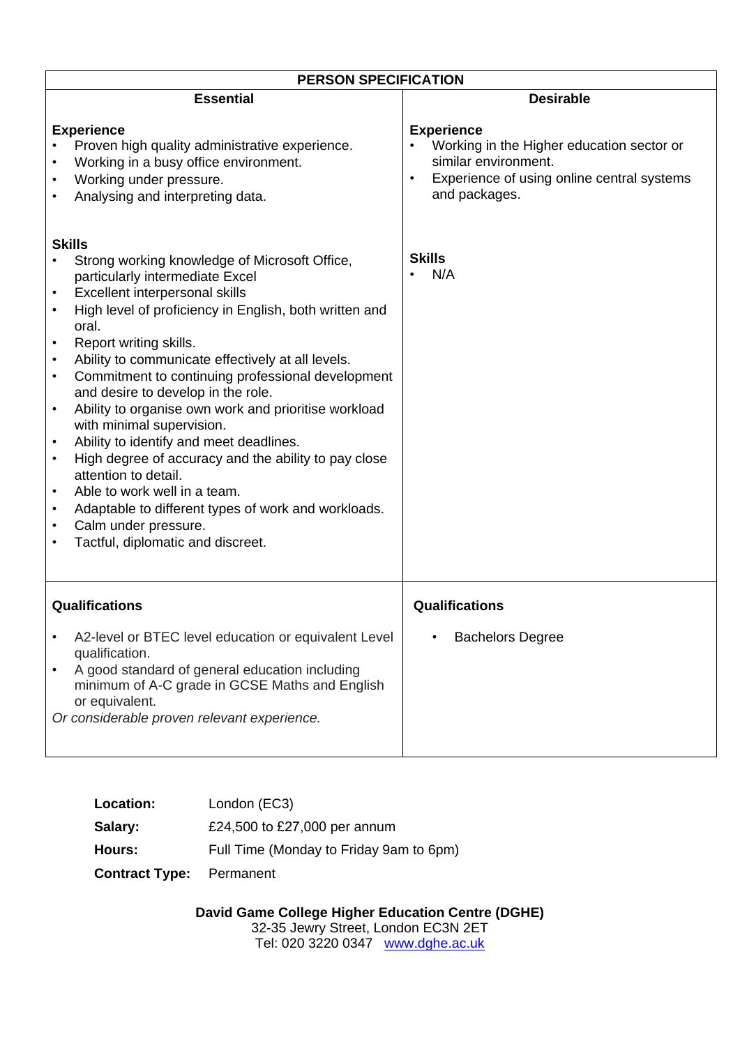| PERSON SPECIFICATION | |
|---|---|
| **Essential** | **Desirable** |
| **Experience**<br>• Proven high quality administrative experience.<br>• Working in a busy office environment.<br>• Working under pressure.<br>• Analysing and interpreting data. | **Experience**<br>• Working in the Higher education sector or similar environment.<br>• Experience of using online central systems and packages. |
| **Skills**<br>• Strong working knowledge of Microsoft Office, particularly intermediate Excel<br>• Excellent interpersonal skills<br>• High level of proficiency in English, both written and oral.<br>• Report writing skills.<br>• Ability to communicate effectively at all levels.<br>• Commitment to continuing professional development and desire to develop in the role.<br>• Ability to organise own work and prioritise workload with minimal supervision.<br>• Ability to identify and meet deadlines.<br>• High degree of accuracy and the ability to pay close attention to detail.<br>• Able to work well in a team.<br>• Adaptable to different types of work and workloads.<br>• Calm under pressure.<br>• Tactful, diplomatic and discreet. | **Skills**<br>• N/A |
| **Qualifications**<br>• A2-level or BTEC level education or equivalent Level qualification.<br>• A good standard of general education including minimum of A-C grade in GCSE Maths and English or equivalent.<br>*Or considerable proven relevant experience.* | **Qualifications**<br>• Bachelors Degree |

**Location:** London (EC3)

**Salary:** £24,500 to £27,000 per annum

**Hours:** Full Time (Monday to Friday 9am to 6pm)

**Contract Type:** Permanent

**David Game College Higher Education Centre (DGHE)**
32-35 Jewry Street, London EC3N 2ET
Tel: 020 3220 0347 [www.dghe.ac.uk](http://www.dghe.ac.uk)